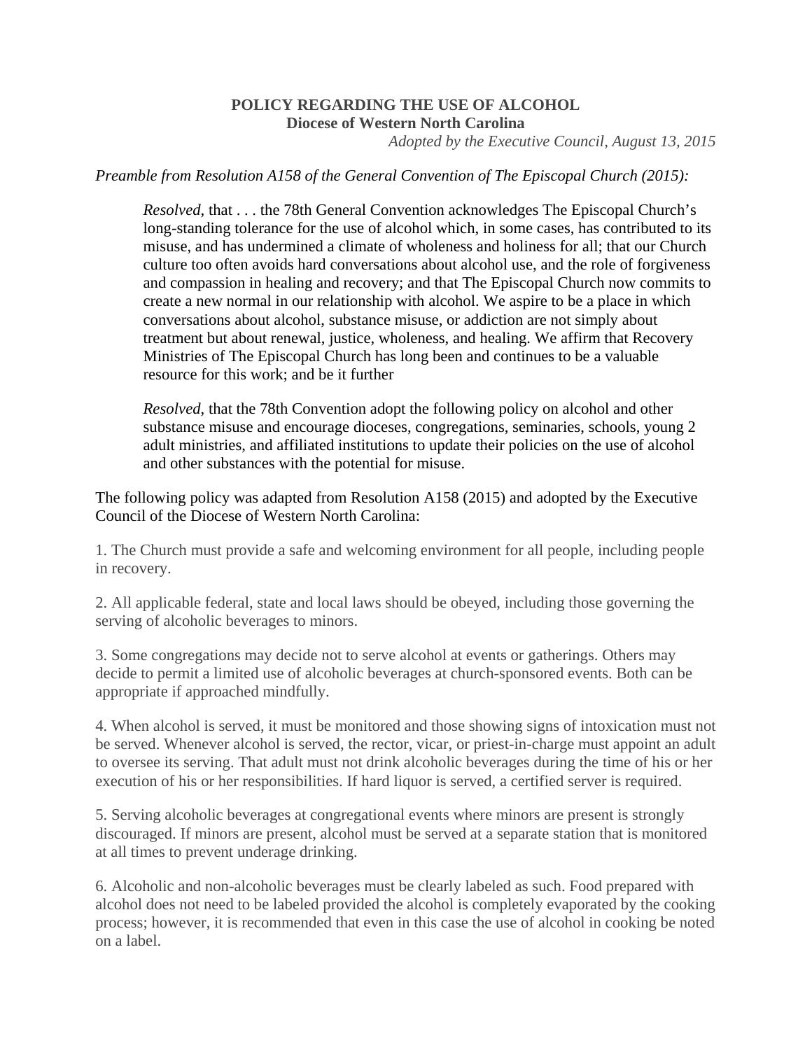**POLICY REGARDING THE USE OF ALCOHOL**
**Diocese of Western North Carolina**

*Adopted by the Executive Council, August 13, 2015*

*Preamble from Resolution A158 of the General Convention of The Episcopal Church (2015):*

> *Resolved*, that . . . the 78th General Convention acknowledges The Episcopal Church's long-standing tolerance for the use of alcohol which, in some cases, has contributed to its misuse, and has undermined a climate of wholeness and holiness for all; that our Church culture too often avoids hard conversations about alcohol use, and the role of forgiveness and compassion in healing and recovery; and that The Episcopal Church now commits to create a new normal in our relationship with alcohol. We aspire to be a place in which conversations about alcohol, substance misuse, or addiction are not simply about treatment but about renewal, justice, wholeness, and healing. We affirm that Recovery Ministries of The Episcopal Church has long been and continues to be a valuable resource for this work; and be it further
>
> *Resolved*, that the 78th Convention adopt the following policy on alcohol and other substance misuse and encourage dioceses, congregations, seminaries, schools, young 2 adult ministries, and affiliated institutions to update their policies on the use of alcohol and other substances with the potential for misuse.

The following policy was adapted from Resolution A158 (2015) and adopted by the Executive Council of the Diocese of Western North Carolina:

1. The Church must provide a safe and welcoming environment for all people, including people in recovery.

2. All applicable federal, state and local laws should be obeyed, including those governing the serving of alcoholic beverages to minors.

3. Some congregations may decide not to serve alcohol at events or gatherings. Others may decide to permit a limited use of alcoholic beverages at church-sponsored events. Both can be appropriate if approached mindfully.

4. When alcohol is served, it must be monitored and those showing signs of intoxication must not be served. Whenever alcohol is served, the rector, vicar, or priest-in-charge must appoint an adult to oversee its serving. That adult must not drink alcoholic beverages during the time of his or her execution of his or her responsibilities. If hard liquor is served, a certified server is required.

5. Serving alcoholic beverages at congregational events where minors are present is strongly discouraged. If minors are present, alcohol must be served at a separate station that is monitored at all times to prevent underage drinking.

6. Alcoholic and non-alcoholic beverages must be clearly labeled as such. Food prepared with alcohol does not need to be labeled provided the alcohol is completely evaporated by the cooking process; however, it is recommended that even in this case the use of alcohol in cooking be noted on a label.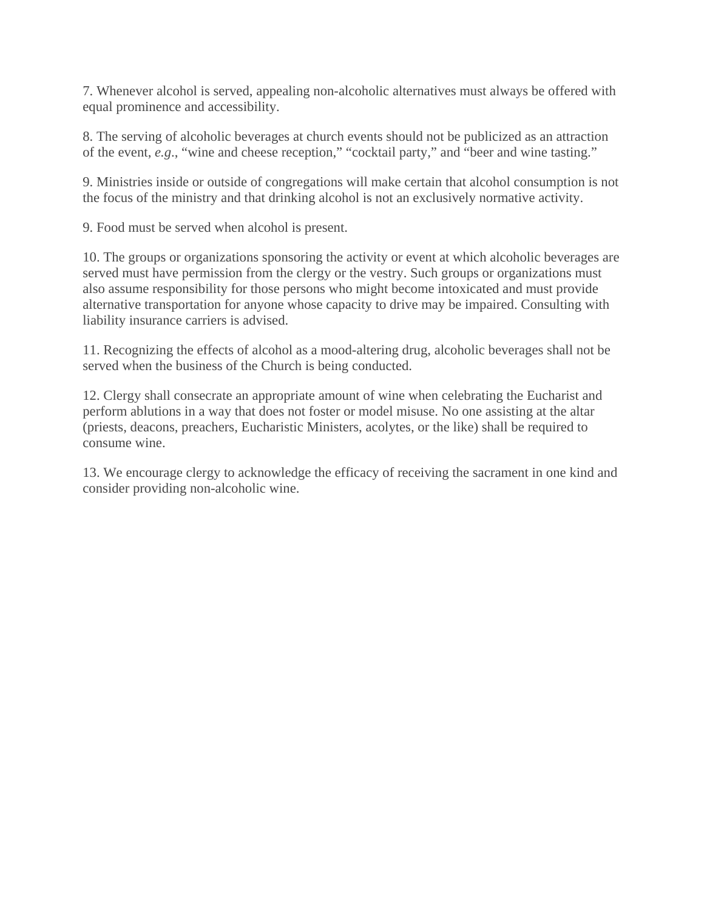7. Whenever alcohol is served, appealing non-alcoholic alternatives must always be offered with equal prominence and accessibility.

8. The serving of alcoholic beverages at church events should not be publicized as an attraction of the event, *e.g*., “wine and cheese reception,” “cocktail party,” and “beer and wine tasting.”

9. Ministries inside or outside of congregations will make certain that alcohol consumption is not the focus of the ministry and that drinking alcohol is not an exclusively normative activity.

9. Food must be served when alcohol is present.

10. The groups or organizations sponsoring the activity or event at which alcoholic beverages are served must have permission from the clergy or the vestry. Such groups or organizations must also assume responsibility for those persons who might become intoxicated and must provide alternative transportation for anyone whose capacity to drive may be impaired. Consulting with liability insurance carriers is advised.

11. Recognizing the effects of alcohol as a mood-altering drug, alcoholic beverages shall not be served when the business of the Church is being conducted.

12. Clergy shall consecrate an appropriate amount of wine when celebrating the Eucharist and perform ablutions in a way that does not foster or model misuse. No one assisting at the altar (priests, deacons, preachers, Eucharistic Ministers, acolytes, or the like) shall be required to consume wine.

13. We encourage clergy to acknowledge the efficacy of receiving the sacrament in one kind and consider providing non-alcoholic wine.